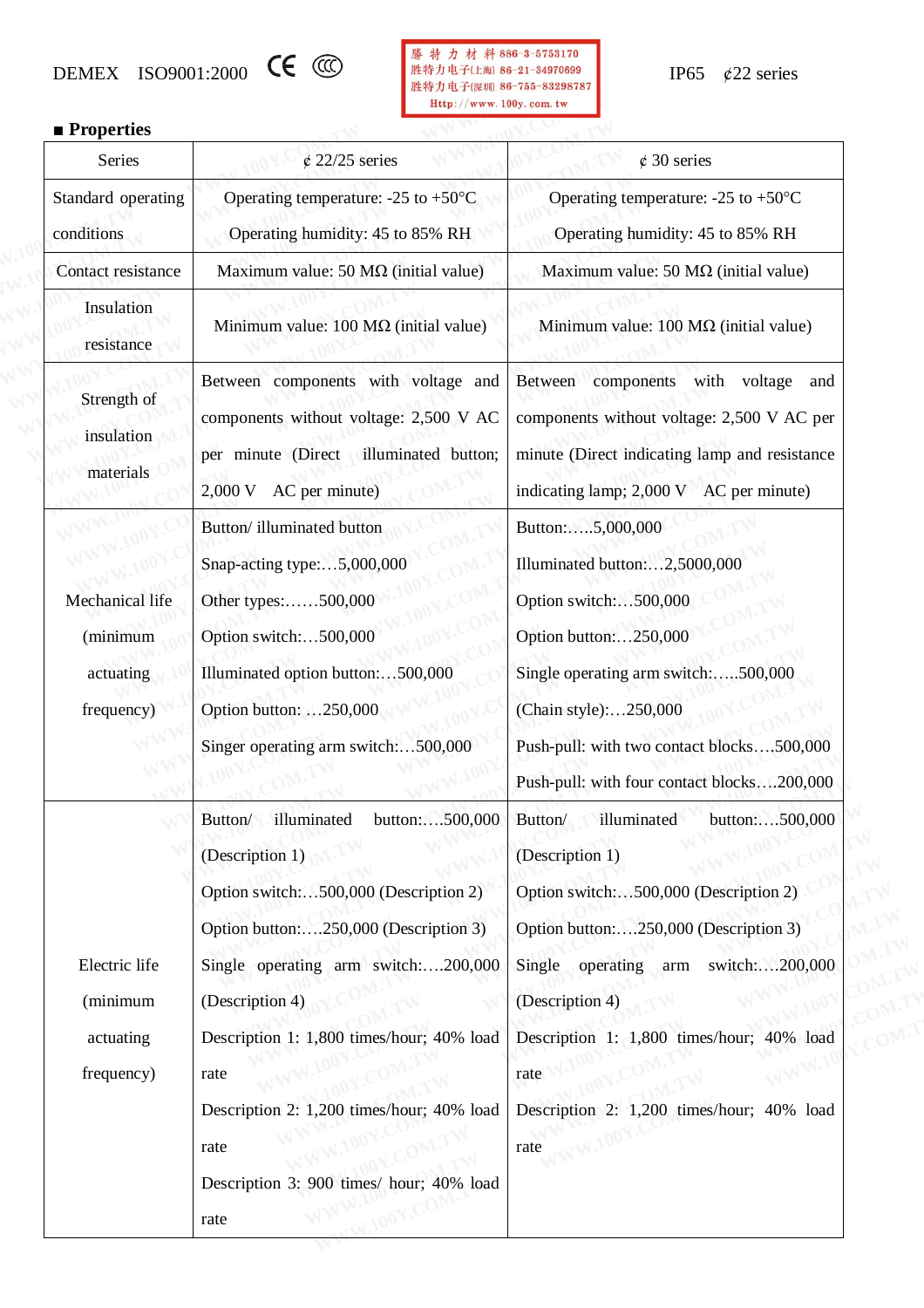DEMEX ISO9001:2000 CE ⓒ IP65 ¢22 series

■ **Properties**

| Series | ¢ 22/25 series | ¢ 30 series |
|---|---|---|
| Standard operating conditions | Operating temperature: -25 to +50°C<br>Operating humidity: 45 to 85% RH | Operating temperature: -25 to +50°C<br>Operating humidity: 45 to 85% RH |
| Contact resistance | Maximum value: 50 MΩ (initial value) | Maximum value: 50 MΩ (initial value) |
| Insulation resistance | Minimum value: 100 MΩ (initial value) | Minimum value: 100 MΩ (initial value) |
| Strength of insulation materials | Between components with voltage and components without voltage: 2,500 V AC per minute (Direct illuminated button; 2,000 V AC per minute) | Between components with voltage and components without voltage: 2,500 V AC per minute (Direct indicating lamp and resistance indicating lamp; 2,000 V AC per minute) |
| Mechanical life (minimum actuating frequency) | Button/ illuminated button<br>Snap-acting type:…5,000,000<br>Other types:……500,000<br>Option switch:…500,000<br>Illuminated option button:…500,000<br>Option button: …250,000<br>Singer operating arm switch:…500,000 | Button:…..5,000,000<br>Illuminated button:…2,5000,000<br>Option switch:…500,000<br>Option button:…250,000<br>Single operating arm switch:…..500,000<br>(Chain style):…250,000<br>Push-pull: with two contact blocks….500,000<br>Push-pull: with four contact blocks….200,000 |
| Electric life (minimum actuating frequency) | Button/ illuminated button:….500,000 (Description 1)<br>Option switch:…500,000 (Description 2)<br>Option button:….250,000 (Description 3)<br>Single operating arm switch:….200,000 (Description 4)<br>Description 1: 1,800 times/hour; 40% load rate<br>Description 2: 1,200 times/hour; 40% load rate<br>Description 3: 900 times/ hour; 40% load rate | Button/ illuminated button:….500,000 (Description 1)<br>Option switch:…500,000 (Description 2)<br>Option button:….250,000 (Description 3)<br>Single operating arm switch:….200,000 (Description 4)<br>Description 1: 1,800 times/hour; 40% load rate<br>Description 2: 1,200 times/hour; 40% load rate |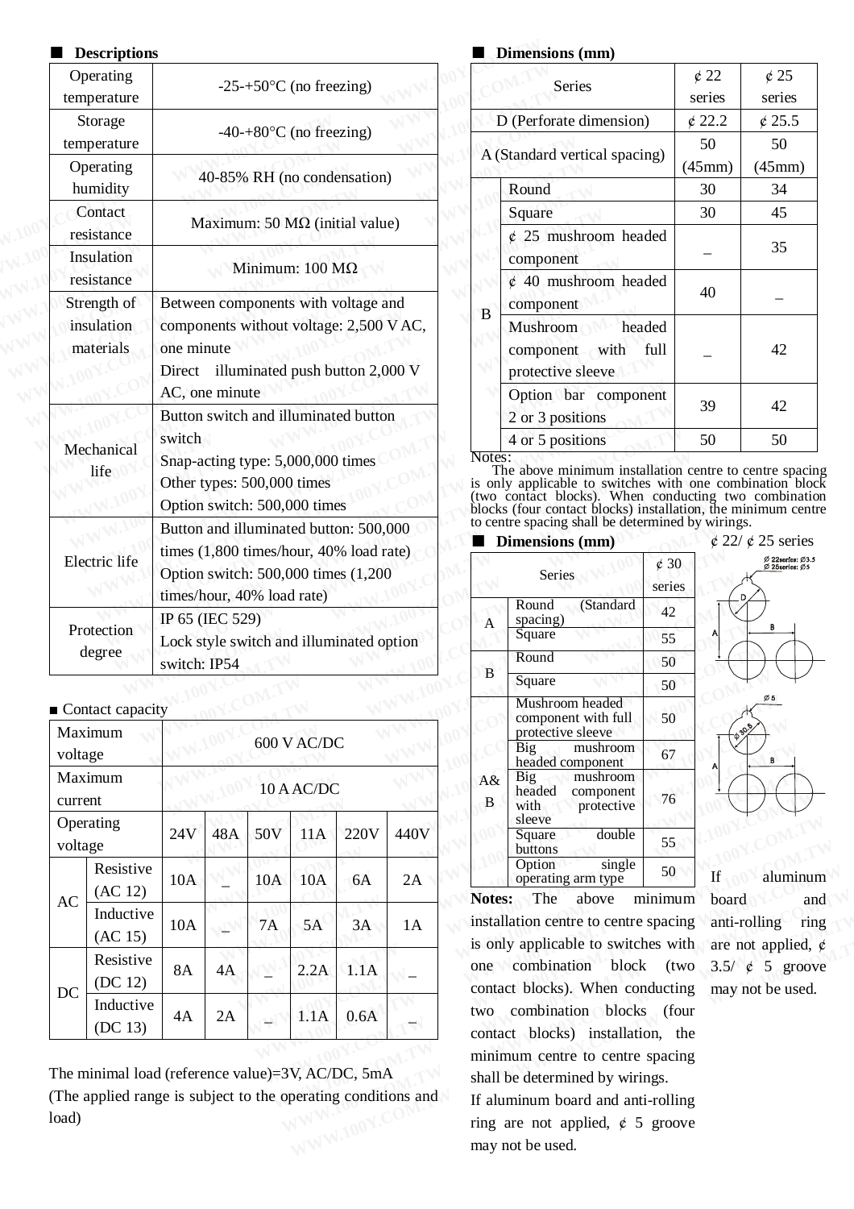## ■ Descriptions

| | |
|---|---|
| Operating temperature | -25-+50°C (no freezing) |
| Storage temperature | -40-+80°C (no freezing) |
| Operating humidity | 40-85% RH (no condensation) |
| Contact resistance | Maximum: 50 MΩ (initial value) |
| Insulation resistance | Minimum: 100 MΩ |
| Strength of insulation materials | Between components with voltage and components without voltage: 2,500 V AC, one minute<br>Direct illuminated push button 2,000 V AC, one minute |
| Mechanical life | Button switch and illuminated button switch<br>Snap-acting type: 5,000,000 times<br>Other types: 500,000 times<br>Option switch: 500,000 times |
| Electric life | Button and illuminated button: 500,000 times (1,800 times/hour, 40% load rate)<br>Option switch: 500,000 times (1,200 times/hour, 40% load rate) |
| Protection degree | IP 65 (IEC 529)<br>Lock style switch and illuminated option switch: IP54 |

■ Contact capacity

| | | | | | | | |
|---|---|---|---|---|---|---|---|
| Maximum voltage | | 600 V AC/DC | | | | | |
| Maximum current | | 10 A AC/DC | | | | | |
| Operating voltage | | 24V | 48A | 50V | 11A | 220V | 440V |
| AC | Resistive (AC 12) | 10A | _ | 10A | 10A | 6A | 2A |
| | Inductive (AC 15) | 10A | _ | 7A | 5A | 3A | 1A |
| DC | Resistive (DC 12) | 8A | 4A | _ | 2.2A | 1.1A | _ |
| | Inductive (DC 13) | 4A | 2A | _ | 1.1A | 0.6A | _ |

The minimal load (reference value)=3V, AC/DC, 5mA
(The applied range is subject to the operating conditions and load)

## ■ Dimensions (mm)

| Series | | ¢ 22 series | ¢ 25 series |
|---|---|---|---|
| D (Perforate dimension) | | ¢ 22.2 | ¢ 25.5 |
| A (Standard vertical spacing) | | 50 (45mm) | 50 (45mm) |
| B | Round | 30 | 34 |
| | Square | 30 | 45 |
| | ¢ 25 mushroom headed component | _ | 35 |
| | ¢ 40 mushroom headed component | 40 | _ |
| | Mushroom headed component with full protective sleeve | _ | 42 |
| | Option bar component 2 or 3 positions | 39 | 42 |
| | 4 or 5 positions | 50 | 50 |

Notes:
The above minimum installation centre to centre spacing is only applicable to switches with one combination block (two contact blocks). When conducting two combination blocks (four contact blocks) installation, the minimum centre to centre spacing shall be determined by wirings.

## ■ Dimensions (mm)

¢ 22/ ¢ 25 series

| Series | | ¢ 30 series |
|---|---|---|
| A | Round (Standard spacing) | 42 |
| | Square | 55 |
| B | Round | 50 |
| | Square | 50 |
| A&B | Mushroom headed component with full protective sleeve | 50 |
| | Big mushroom headed component | 67 |
| | Big mushroom headed component with protective sleeve | 76 |
| | Square double buttons | 55 |
| | Option single operating arm type | 50 |

**Notes:** The above minimum installation centre to centre spacing is only applicable to switches with one combination block (two contact blocks). When conducting two combination blocks (four contact blocks) installation, the minimum centre to centre spacing shall be determined by wirings.
If aluminum board and anti-rolling ring are not applied, ¢ 5 groove may not be used.

If aluminum board and anti-rolling ring are not applied, ¢ 3.5/ ¢ 5 groove may not be used.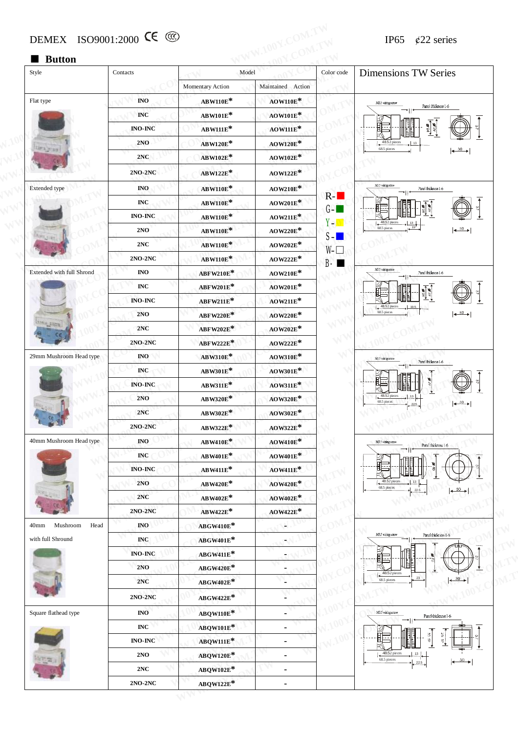DEMEX ISO9001:2000 CE

IP65 ¢22 series

## ■ Button

| Style | Contacts | Model | | Color code | Dimensions TW Series |
|---|---|---|---|---|---|
| | | Momentary Action | Maintained Action | | |
| Flat type | INO | ABW110E* | AOW110E* | | |
| | INC | ABW101E* | AOW101E* | | |
| | INO-INC | ABW111E* | AOW111E* | | |
| | 2NO | ABW120E* | AOW120E* | | |
| | 2NC | ABW102E* | AOW102E* | | |
| | 2NO-2NC | ABW122E* | AOW122E* | | |
| Extended type | INO | ABW110E* | AOW210E* | R- | |
| | INC | ABW110E* | AOW201E* | G- | |
| | INO-INC | ABW110E* | AOW211E* | Y- | |
| | 2NO | ABW110E* | AOW220E* | S- | |
| | 2NC | ABW110E* | AOW202E* | W- | |
| | 2NO-2NC | ABW110E* | AOW222E* | B- | |
| Extended with full Shrond | INO | ABFW210E* | AOW210E* | | |
| | INC | ABFW201E* | AOW201E* | | |
| | INO-INC | ABFW211E* | AOW211E* | | |
| | 2NO | ABFW220E* | AOW220E* | | |
| | 2NC | ABFW202E* | AOW202E* | | |
| | 2NO-2NC | ABFW222E* | AOW222E* | | |
| 29mm Mushroom Head type | INO | ABW310E* | AOW310E* | | |
| | INC | ABW301E* | AOW301E* | | |
| | INO-INC | ABW311E* | AOW311E* | | |
| | 2NO | ABW320E* | AOW320E* | | |
| | 2NC | ABW302E* | AOW302E* | | |
| | 2NO-2NC | ABW322E* | AOW322E* | | |
| 40mm Mushroom Head type | INO | ABW410E* | AOW410E* | | |
| | INC | ABW401E* | AOW401E* | | |
| | INO-INC | ABW411E* | AOW411E* | | |
| | 2NO | ABW420E* | AOW420E* | | |
| | 2NC | ABW402E* | AOW402E* | | |
| | 2NO-2NC | ABW422E* | AOW422E* | | |
| 40mm Mushroom Head with full Shrount | INO | ABGW410E* | - | | |
| | INC | ABGW401E* | - | | |
| | INO-INC | ABGW411E* | - | | |
| | 2NO | ABGW420E* | - | | |
| | 2NC | ABGW402E* | - | | |
| | 2NO-2NC | ABGW422E* | - | | |
| Square flathead type | INO | ABQW110E* | - | | |
| | INC | ABQW101E* | - | | |
| | INO-INC | ABQW111E* | - | | |
| | 2NO | ABQW120E* | - | | |
| | 2NC | ABQW102E* | - | | |
| | 2NO-2NC | ABQW122E* | - | | |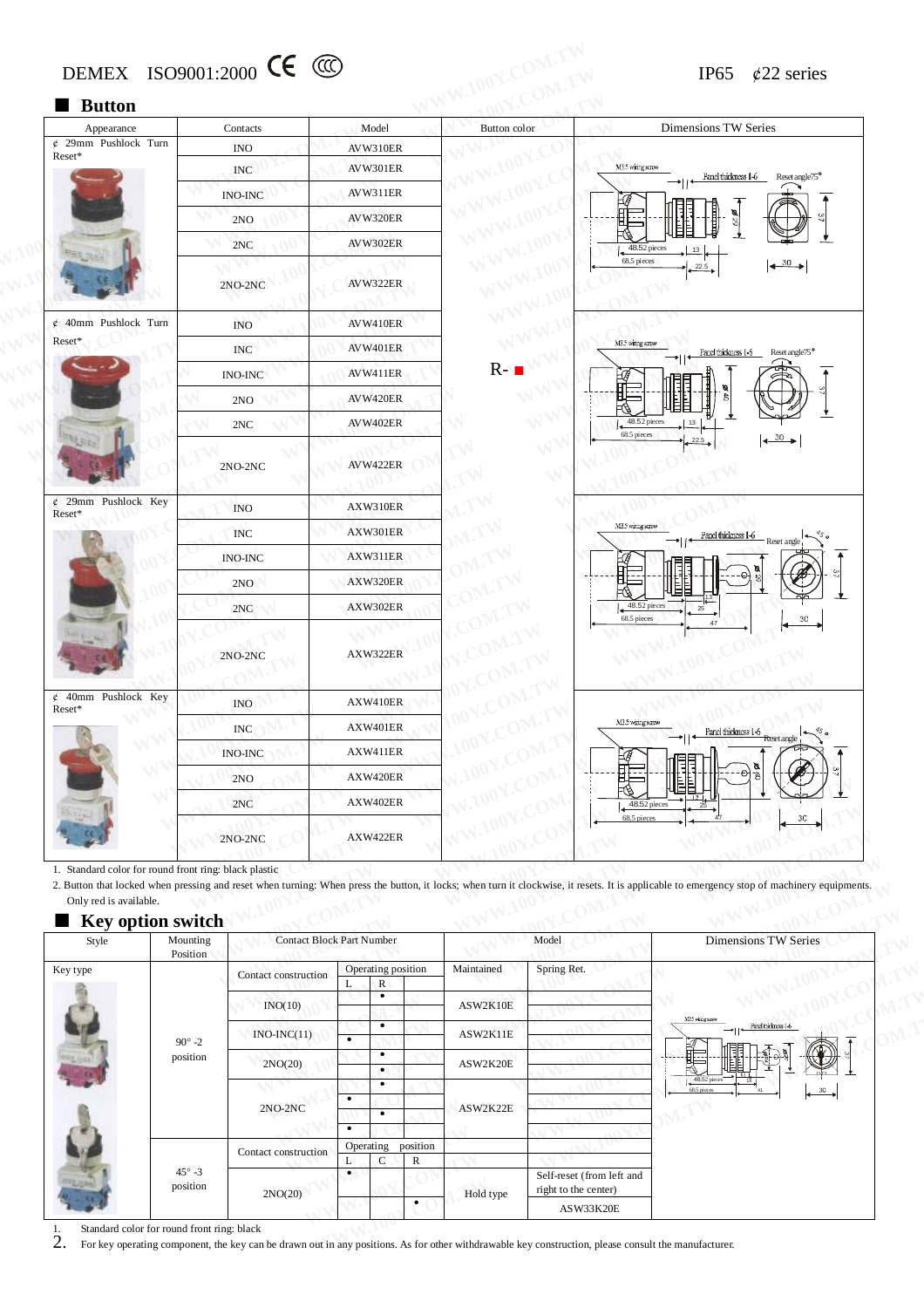DEMEX ISO9001:2000 CE CCC    IP65 ¢22 series

## ■ Button

| Appearance | Contacts | Model | Button color | Dimensions TW Series |
|---|---|---|---|---|
| ¢ 29mm Pushlock Turn Reset* | INO | AVW310ER | R- ■ | |
| | INC | AVW301ER | | |
| | INO-INC | AVW311ER | | |
| | 2NO | AVW320ER | | |
| | 2NC | AVW302ER | | |
| | 2NO-2NC | AVW322ER | | |
| ¢ 40mm Pushlock Turn Reset* | INO | AVW410ER | | |
| | INC | AVW401ER | | |
| | INO-INC | AVW411ER | | |
| | 2NO | AVW420ER | | |
| | 2NC | AVW402ER | | |
| | 2NO-2NC | AVW422ER | | |
| ¢ 29mm Pushlock Key Reset* | INO | AXW310ER | | |
| | INC | AXW301ER | | |
| | INO-INC | AXW311ER | | |
| | 2NO | AXW320ER | | |
| | 2NC | AXW302ER | | |
| | 2NO-2NC | AXW322ER | | |
| ¢ 40mm Pushlock Key Reset* | INO | AXW410ER | | |
| | INC | AXW401ER | | |
| | INO-INC | AXW411ER | | |
| | 2NO | AXW420ER | | |
| | 2NC | AXW402ER | | |
| | 2NO-2NC | AXW422ER | | |

1. Standard color for round front ring: black plastic
2. Button that locked when pressing and reset when turning: When press the button, it locks; when turn it clockwise, it resets. It is applicable to emergency stop of machinery equipments. Only red is available.

## ■ Key option switch

| Style | Mounting Position | Contact Block Part Number | Operating position | | | Model | | Dimensions TW Series |
|---|---|---|---|---|---|---|---|---|
| Key type | 90° -2 position | Contact construction | L | | R | Maintained | Spring Ret. | |
| | | INO(10) | | | • | ASW2K10E | | |
| | | INO-INC(11) | • | | • | ASW2K11E | | |
| | | 2NO(20) | | | • | ASW2K20E | | |
| | | | | | • | | | |
| | | 2NO-2NC | • | | • | ASW2K22E | | |
| | | | • | | | | | |
| | 45° -3 position | Contact construction | L | C | R | | | |
| | | 2NO(20) | • | | | Hold type | Self-reset (from left and right to the center) | |
| | | | | | • | | ASW33K20E | |

1. Standard color for round front ring: black
2. For key operating component, the key can be drawn out in any positions. As for other withdrawable key construction, please consult the manufacturer.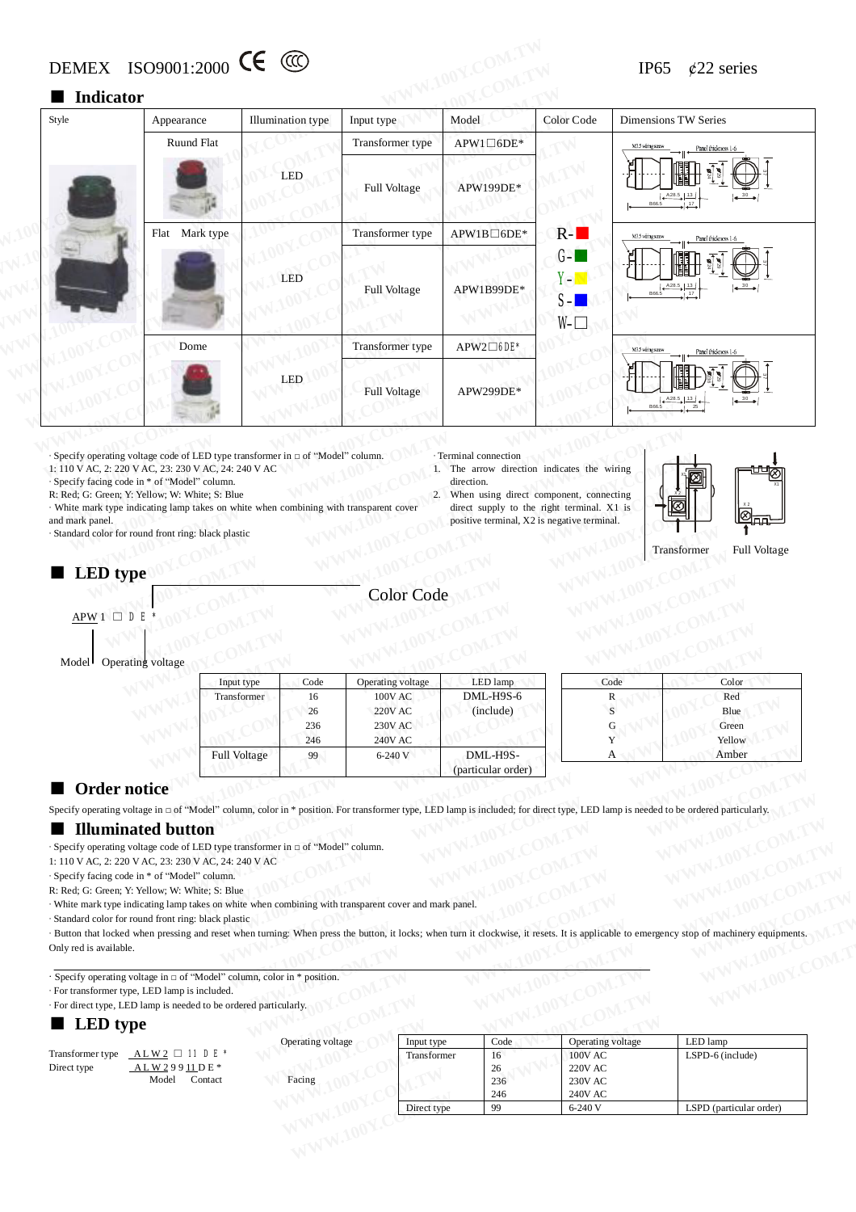DEMEX ISO9001:2000 CE CCC　　　　　　　　　　　　　　　　　IP65 ¢22 series

## ■ Indicator

| Style | Appearance | Illumination type | Input type | Model | Color Code | Dimensions TW Series |
|---|---|---|---|---|---|---|
| | Ruund Flat | LED | Transformer type | APW1□6DE* | R-■ G-■ Y-■ S-■ W-□ | |
| | | | Full Voltage | APW199DE* | | |
| | Flat Mark type | LED | Transformer type | APW1B□6DE* | | |
| | | | Full Voltage | APW1B99DE* | | |
| | Dome | LED | Transformer type | APW2□6DE* | | |
| | | | Full Voltage | APW299DE* | | |

· Specify operating voltage code of LED type transformer in □ of "Model" column.
1: 110 V AC, 2: 220 V AC, 23: 230 V AC, 24: 240 V AC
· Specify facing code in * of "Model" column.
R: Red; G: Green; Y: Yellow; W: White; S: Blue
· White mark type indicating lamp takes on white when combining with transparent cover and mark panel.
· Standard color for round front ring: black plastic

· Terminal connection
1. The arrow direction indicates the wiring direction.
2. When using direct component, connecting direct supply to the right terminal. X1 is positive terminal, X2 is negative terminal.

Transformer　　Full Voltage

## ■ LED type

APW 1 □ D E *

Model　Operating voltage　　Color Code

| Input type | Code | Operating voltage | LED lamp |
|---|---|---|---|
| Transformer | 16 | 100V AC | DML-H9S-6 (include) |
| | 26 | 220V AC | |
| | 236 | 230V AC | |
| | 246 | 240V AC | |
| Full Voltage | 99 | 6-240 V | DML-H9S- (particular order) |

| Code | Color |
|---|---|
| R | Red |
| S | Blue |
| G | Green |
| Y | Yellow |
| A | Amber |

## ■ Order notice

Specify operating voltage in □ of "Model" column, color in * position. For transformer type, LED lamp is included; for direct type, LED lamp is needed to be ordered particularly.

## ■ Illuminated button

· Specify operating voltage code of LED type transformer in □ of "Model" column.
1: 110 V AC, 2: 220 V AC, 23: 230 V AC, 24: 240 V AC
· Specify facing code in * of "Model" column.
R: Red; G: Green; Y: Yellow; W: White; S: Blue
· White mark type indicating lamp takes on white when combining with transparent cover and mark panel.
· Standard color for round front ring: black plastic
· Button that locked when pressing and reset when turning: When press the button, it locks; when turn it clockwise, it resets. It is applicable to emergency stop of machinery equipments. Only red is available.

· Specify operating voltage in □ of "Model" column, color in * position.
· For transformer type, LED lamp is included.
· For direct type, LED lamp is needed to be ordered particularly.

## ■ LED type

Transformer type　ALW2 □ 11 D E *
Direct type　ALW2 9 9 11 D E *
Model　Contact　　Operating voltage　Facing

| Input type | Code | Operating voltage | LED lamp |
|---|---|---|---|
| Transformer | 16 | 100V AC | LSPD-6 (include) |
| | 26 | 220V AC | |
| | 236 | 230V AC | |
| | 246 | 240V AC | |
| Direct type | 99 | 6-240 V | LSPD (particular order) |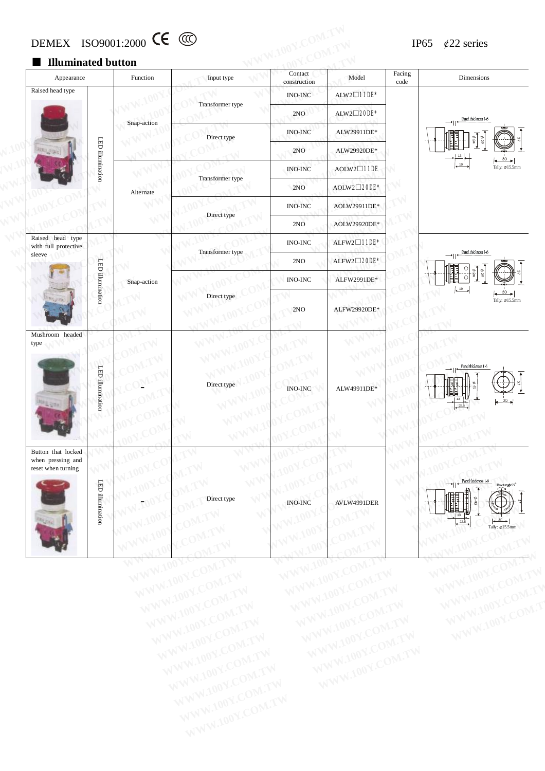DEMEX ISO9001:2000 IP65 ¢22 series

## ■ Illuminated button

| Appearance | | Function | Input type | Contact construction | Model | Facing code | Dimensions |
|---|---|---|---|---|---|---|---|
| Raised head type | LED illumination | Snap-action | Transformer type | INO-INC | ALW2□11DE* | | Panel thickness 1-6; Tally: ⌀15.5mm |
| | | | | 2NO | ALW2□20DE* | | |
| | | | Direct type | INO-INC | ALW29911DE* | | |
| | | | | 2NO | ALW29920DE* | | |
| | | Alternate | Transformer type | INO-INC | AOLW2□11DE | | |
| | | | | 2NO | AOLW2□20DE* | | |
| | | | Direct type | INO-INC | AOLW29911DE* | | |
| | | | | 2NO | AOLW29920DE* | | |
| Raised head type with full protective sleeve | LED illumination | Snap-action | Transformer type | INO-INC | ALFW2□11DE* | | Panel thickness 1-6; Tally: ⌀15.5mm |
| | | | | 2NO | ALFW2□20DE* | | |
| | | | Direct type | INO-INC | ALFW2991DE* | | |
| | | | | 2NO | ALFW29920DE* | | |
| Mushroom headed type | LED illumination | – | Direct type | INO-INC | ALW49911DE* | | Panel thickness 1-6 |
| Button that locked when pressing and reset when turning | LED illumination | – | Direct type | INO-INC | AVLW4991DER | | Panel thickness 1-6; Reset angle 75°; Tally: ⌀15.5mm |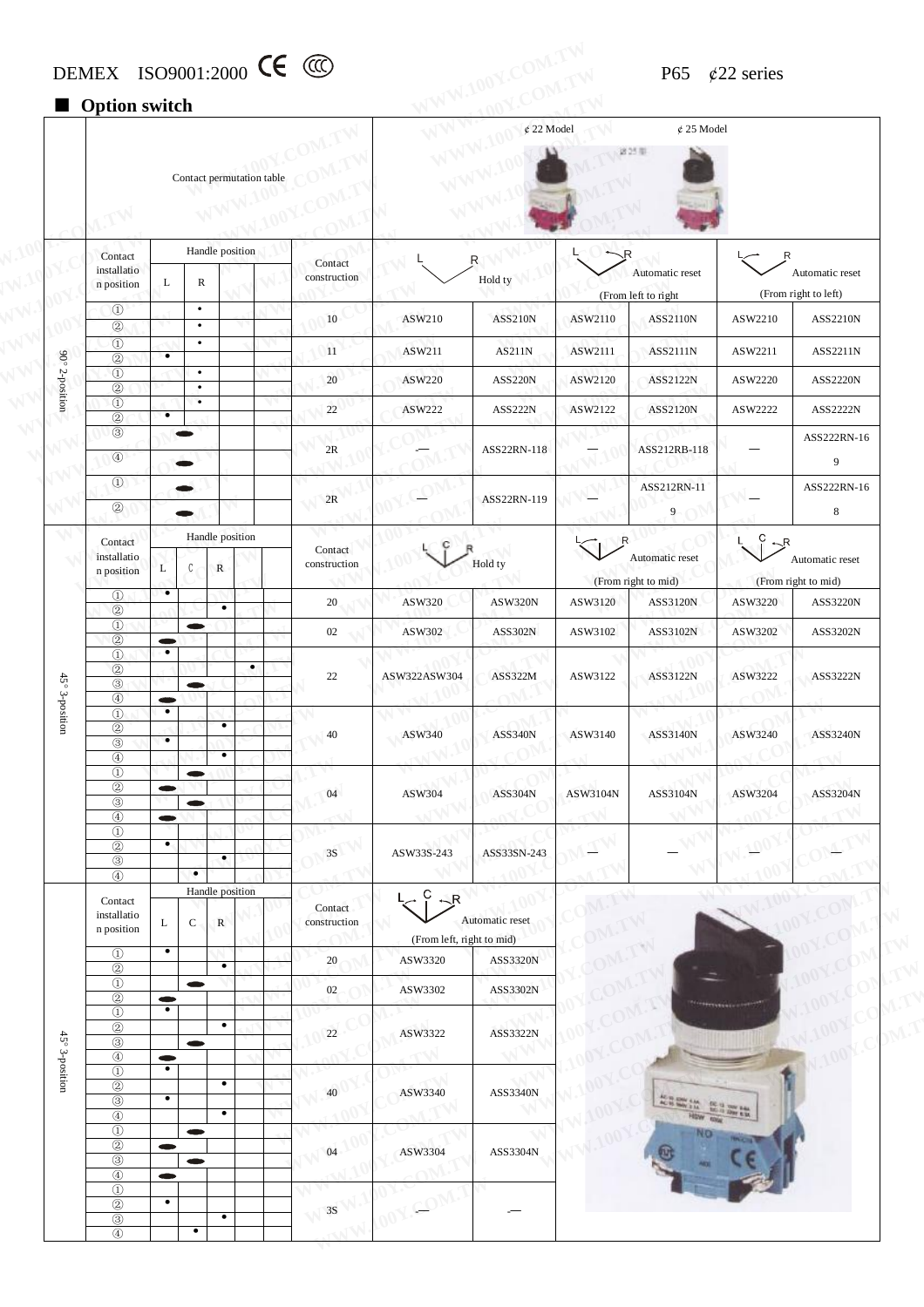DEMEX ISO9001:2000 CE CCC

P65 ¢22 series

## ■ Option switch

### 90° 2-position

| Contact installation position | Handle position L | Handle position R | Contact construction | L / R Hold ty | | L → R Automatic reset (From left to right) | | L ← R Automatic reset (From right to left) | |
|---|---|---|---|---|---|---|---|---|---|
| ① | | • | 10 | ASW210 | ASS210N | ASW2110 | ASS2110N | ASW2210 | ASS2210N |
| ② | | • | | | | | | | |
| ① | | • | 11 | ASW211 | AS211N | ASW2111 | ASS2111N | ASW2211 | ASS2211N |
| ② | • | | | | | | | | |
| ① | | • | 20 | ASW220 | ASS220N | ASW2120 | ASS2122N | ASW2220 | ASS2220N |
| ② | | • | | | | | | | |
| ① | | • | 22 | ASW222 | ASS222N | ASW2122 | ASS2120N | ASW2222 | ASS2222N |
| ② | • | | | | | | | | |
| ③ | ▬ | | 2R | — | ASS22RN-118 | — | ASS212RB-118 | — | ASS222RN-169 |
| ④ | ▬ | | | | | | | | |
| ① | ▬ | | 2R | — | ASS22RN-119 | — | ASS212RN-119 | — | ASS222RN-168 |
| ② | ▬ | | | | | | | | |

### 45° 3-position

| Contact installation position | Handle position L | C | R | Contact construction | L C R Hold ty | | L → R Automatic reset (From right to mid) | | L C ← R Automatic reset (From right to mid) | |
|---|---|---|---|---|---|---|---|---|---|---|
| ① | • | | | 20 | ASW320 | ASW320N | ASW3120 | ASS3120N | ASW3220 | ASS3220N |
| ② | | | • | | | | | | | |
| ① | | ▬ | | 02 | ASW302 | ASS302N | ASW3102 | ASS3102N | ASW3202 | ASS3202N |
| ② | ▬ | | | | | | | | | |
| ① | • | | | 22 | ASW322ASW304 | ASS322M | ASW3122 | ASS3122N | ASW3222 | ASS3222N |
| ② | | | • | | | | | | | |
| ③ | | ▬ | | | | | | | | |
| ④ | ▬ | | | | | | | | | |
| ① | • | | | 40 | ASW340 | ASS340N | ASW3140 | ASS3140N | ASW3240 | ASS3240N |
| ② | | | • | | | | | | | |
| ③ | • | | | | | | | | | |
| ④ | | | • | | | | | | | |
| ① | | ▬ | | 04 | ASW304 | ASS304N | ASW3104N | ASS3104N | ASW3204 | ASS3204N |
| ② | ▬ | | | | | | | | | |
| ③ | | ▬ | | | | | | | | |
| ④ | ▬ | | | | | | | | | |
| ① | | | | 3S | ASW33S-243 | ASS33SN-243 | — | — | — | — |
| ② | • | | | | | | | | | |
| ③ | | | • | | | | | | | |
| ④ | | • | | | | | | | | |

### 45° 3-position

| Contact installation position | Handle position L | C | R | Contact construction | L → C ← R Automatic reset (From left, right to mid) | |
|---|---|---|---|---|---|---|
| ① | • | | | 20 | ASW3320 | ASS3320N |
| ② | | | • | | | |
| ① | | ▬ | | 02 | ASW3302 | ASS3302N |
| ② | ▬ | | | | | |
| ① | • | | | 22 | ASW3322 | ASS3322N |
| ② | | | • | | | |
| ③ | | ▬ | | | | |
| ④ | ▬ | | | | | |
| ① | • | | | 40 | ASW3340 | ASS3340N |
| ② | | | • | | | |
| ③ | • | | | | | |
| ④ | | | • | | | |
| ① | | ▬ | | 04 | ASW3304 | ASS3304N |
| ② | ▬ | | | | | |
| ③ | | ▬ | | | | |
| ④ | ▬ | | | | | |
| ① | | | | 3S | — | — |
| ② | • | | | | | |
| ③ | | | • | | | |
| ④ | | • | | | | |

¢22 Model ¢25 Model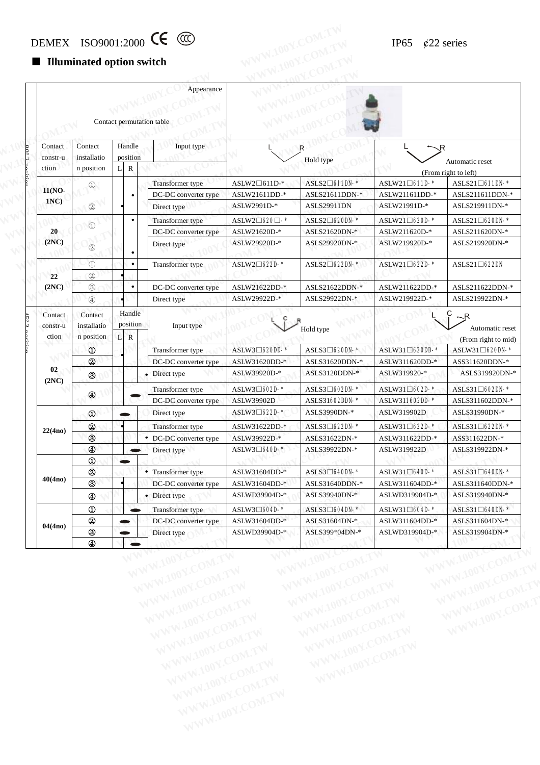DEMEX ISO9001:2000 CE CCC IP65 ¢22 series

## ■ Illuminated option switch

| | Contact constr-uction | Contact installation position | Handle position L | R | Input type | Hold type L | Hold type R | Automatic reset (From right to left) L | Automatic reset (From right to left) R |
|---|---|---|---|---|---|---|---|---|---|
| 90° 2 position | 11(NO-1NC) | ① | | • | Transformer type | ASLW2□611D-* | ASLS2□611DN-* | ASLW21□611D-* | ASLS21□611DN-* |
| | | | | | DC-DC converter type | ASLW21611DD-* | ASLS21611DDN-* | ASLW211611DD-* | ASLS211611DDN-* |
| | | ② | • | | Direct type | ASLW2991D-* | ASLS29911DN | ASLW21991D-* | ASLS219911DN-* |
| | 20 (2NC) | ① | | • | Transformer type | ASLW2□620□-* | ASLS2□620DN-* | ASLW21□620D-* | ASLS21□620DN-* |
| | | | | | DC-DC converter type | ASLW21620D-* | ASLS21620DN-* | ASLW211620D-* | ASLS211620DN-* |
| | | ② | | • | Direct type | ASLW29920D-* | ASLS29920DN-* | ASLW219920D-* | ASLS219920DN-* |
| | 22 (2NC) | ① | | • | Transformer type | ASLW2□622D-* | ASLS2□622DN-* | ASLW21□622D-* | ASLS21□622DN |
| | | ② | • | | | | | | |
| | | ③ | | • | DC-DC converter type | ASLW21622DD-* | ASLS21622DDN-* | ASLW211622DD-* | ASLS211622DDN-* |
| | | ④ | • | | Direct type | ASLW29922D-* | ASLS29922DN-* | ASLW219922D-* | ASLS219922DN-* |
| 45° 3 position | Contact constr-uction | Contact installation position | Handle position L | R | Input type | Hold type L | Hold type R | Automatic reset (From right to mid) L | Automatic reset (From right to mid) R |
| | 02 (2NC) | ① | • | | Transformer type | ASLW3□620DD-* | ASLS3□620DN-* | ASLW31□620DD-* | ASLW31□620DN-* |
| | | ② | | | DC-DC converter type | ASLW31620DD-* | ASLS31620DDN-* | ASLW311620DD-* | ASS311620DDN-* |
| | | ③ | | • | Direct type | ASLW39920D-* | ASLS3120DDN-* | ASLW319920-* | ASLS319920DN-* |
| | | ④ | | ▬ | Transformer type | ASLW3□602D-* | ASLS3□602DN-* | ASLW31□602D-* | ASLS31□602DN-* |
| | | | | | DC-DC converter type | ASLW39902D | ASLS31602DDN-* | ASLW311602DD-* | ASLS311602DDN-* |
| | 22(4no) | ① | ▬ | | Direct type | ASLW3□622D-* | ASLS3990DN-* | ASLW319902D | ASLS31990DN-* |
| | | ② | • | | Transformer type | ASLW31622DD-* | ASLS3□622DN-* | ASLW31□622D-* | ASLS31□622DN-* |
| | | ③ | | • | DC-DC converter type | ASLW39922D-* | ASLS31622DN-* | ASLW311622DD-* | ASS311622DN-* |
| | | ④ | | ▬ | Direct type | ASLW3□640D-* | ASLS39922DN-* | ASLW319922D | ASLS319922DN-* |
| | 40(4no) | ① | ▬ | | | | | | |
| | | ② | | • | Transformer type | ASLW31604DD-* | ASLS3□640DN-* | ASLW31□640D-* | ASLS31□640DN-* |
| | | ③ | • | | DC-DC converter type | ASLW31604DD-* | ASLS31640DDN-* | ASLW311604DD-* | ASLS311640DDN-* |
| | | ④ | | • | Direct type | ASLWD39904D-* | ASLS39940DN-* | ASLWD319904D-* | ASLS319940DN-* |
| | 04(4no) | ① | | ▬ | Transformer type | ASLW3□604D-* | ASLS3□604DN-* | ASLW31□604D-* | ASLS31□640DN-* |
| | | ② | ▬ | | DC-DC converter type | ASLW31604DD-* | ASLS31604DN-* | ASLW311604DD-* | ASLS311604DN-* |
| | | ③ | ▬ | | Direct type | ASLWD39904D-* | ASLS399*04DN-* | ASLWD319904D-* | ASLS319904DN-* |
| | | ④ | | ▬ | | | | | |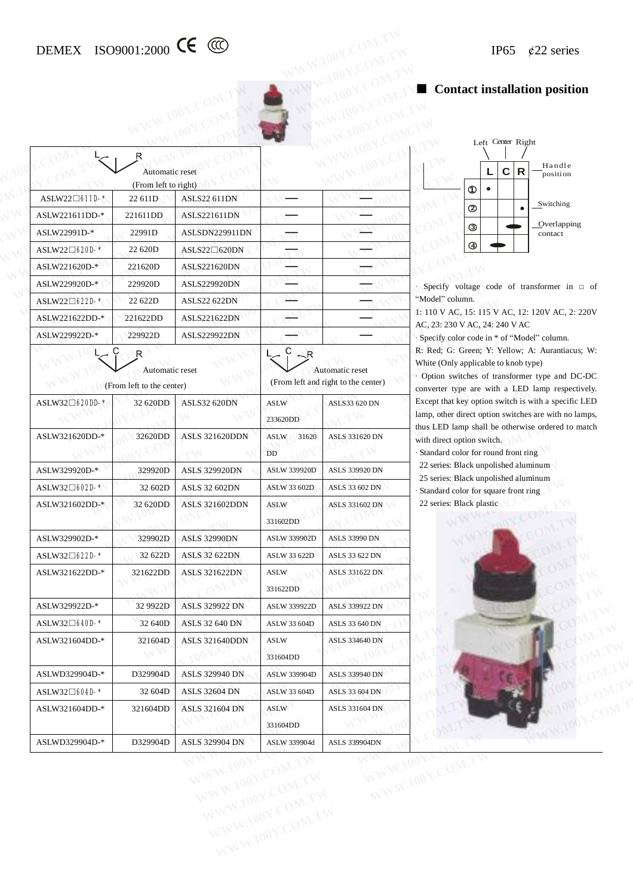DEMEX ISO9001:2000 CE CCC IP65 ¢22 series

| L R Automatic reset (From left to right) | | | | |
|---|---|---|---|---|
| ASLW22□611D-* | 22 611D | ASLS22 611DN | — | — |
| ASLW221611DD-* | 221611DD | ASLS221611DN | — | — |
| ASLW22991D-* | 22991D | ASLSDN229911DN | — | — |
| ASLW22□620D-* | 22 620D | ASLS22□620DN | — | — |
| ASLW221620D-* | 221620D | ASLS221620DN | — | — |
| ASLW229920D-* | 229920D | ASLS229920DN | — | — |
| ASLW22□622D-* | 22 622D | ASLS22 622DN | — | — |
| ASLW221622DD-* | 221622DD | ASLS221622DN | — | — |
| ASLW229922D-* | 229922D | ASLS229922DN | — | — |
| L C R Automatic reset (From left to the center) | | | L C R Automatic reset (From left and right to the center) | |
| ASLW32□620DD-* | 32 620DD | ASLS32 620DN | ASLW 233620DD | ASLS33 620 DN |
| ASLW321620DD-* | 32620DD | ASLS 321620DDN | ASLW 31620 DD | ASLS 331620 DN |
| ASLW329920D-* | 329920D | ASLS 329920DN | ASLW 339920D | ASLS 339920 DN |
| ASLW32□602D-* | 32 602D | ASLS 32 602DN | ASLW 33 602D | ASLS 33 602 DN |
| ASLW321602DD-* | 32 620DD | ASLS 321602DDN | ASLW 331602DD | ASLS 331602 DN |
| ASLW329902D-* | 329902D | ASLS 32990DN | ASLW 339902D | ASLS 33990 DN |
| ASLW32□622D-* | 32 622D | ASLS 32 622DN | ASLW 33 622D | ASLS 33 622 DN |
| ASLW321622DD-* | 321622DD | ASLS 321622DN | ASLW 331622DD | ASLS 331622 DN |
| ASLW329922D-* | 32 9922D | ASLS 329922 DN | ASLW 339922D | ASLS 339922 DN |
| ASLW32□640D-* | 32 640D | ASLS 32 640 DN | ASLW 33 604D | ASLS 33 640 DN |
| ASLW321604DD-* | 321604D | ASLS 321640DDN | ASLW 331604DD | ASLS 334640 DN |
| ASLWD329904D-* | D329904D | ASLS 329940 DN | ASLW 339904D | ASLS 339940 DN |
| ASLW32□604D-* | 32 604D | ASLS 32604 DN | ASLW 33 604D | ASLS 33 604 DN |
| ASLW321604DD-* | 321604DD | ASLS 321604 DN | ASLW 331604DD | ASLS 331604 DN |
| ASLWD329904D-* | D329904D | ASLS 329904 DN | ASLW 339904d | ASLS 339904DN |

## ■ Contact installation position

| | L (Left) | C (Center) | R (Right) |
|---|---|---|---|
| ① | • | | |
| ② | | | • |
| ③ | | ━ | |
| ④ | ━ | | |

Handle position; Switching; Overlapping contact

· Specify voltage code of transformer in □ of "Model" column.
1: 110 V AC, 15: 115 V AC, 12: 120V AC, 2: 220V AC, 23: 230 V AC, 24: 240 V AC
· Specify color code in * of "Model" column.
R: Red; G: Green; Y: Yellow; A: Aurantiacus; W: White (Only applicable to knob type)
· Option switches of transformer type and DC-DC converter type are with a LED lamp respectively. Except that key option switch is with a specific LED lamp, other direct option switches are with no lamps, thus LED lamp shall be otherwise ordered to match with direct option switch.
· Standard color for round front ring
22 series: Black unpolished aluminum
25 series: Black unpolished aluminum
· Standard color for square front ring
22 series: Black plastic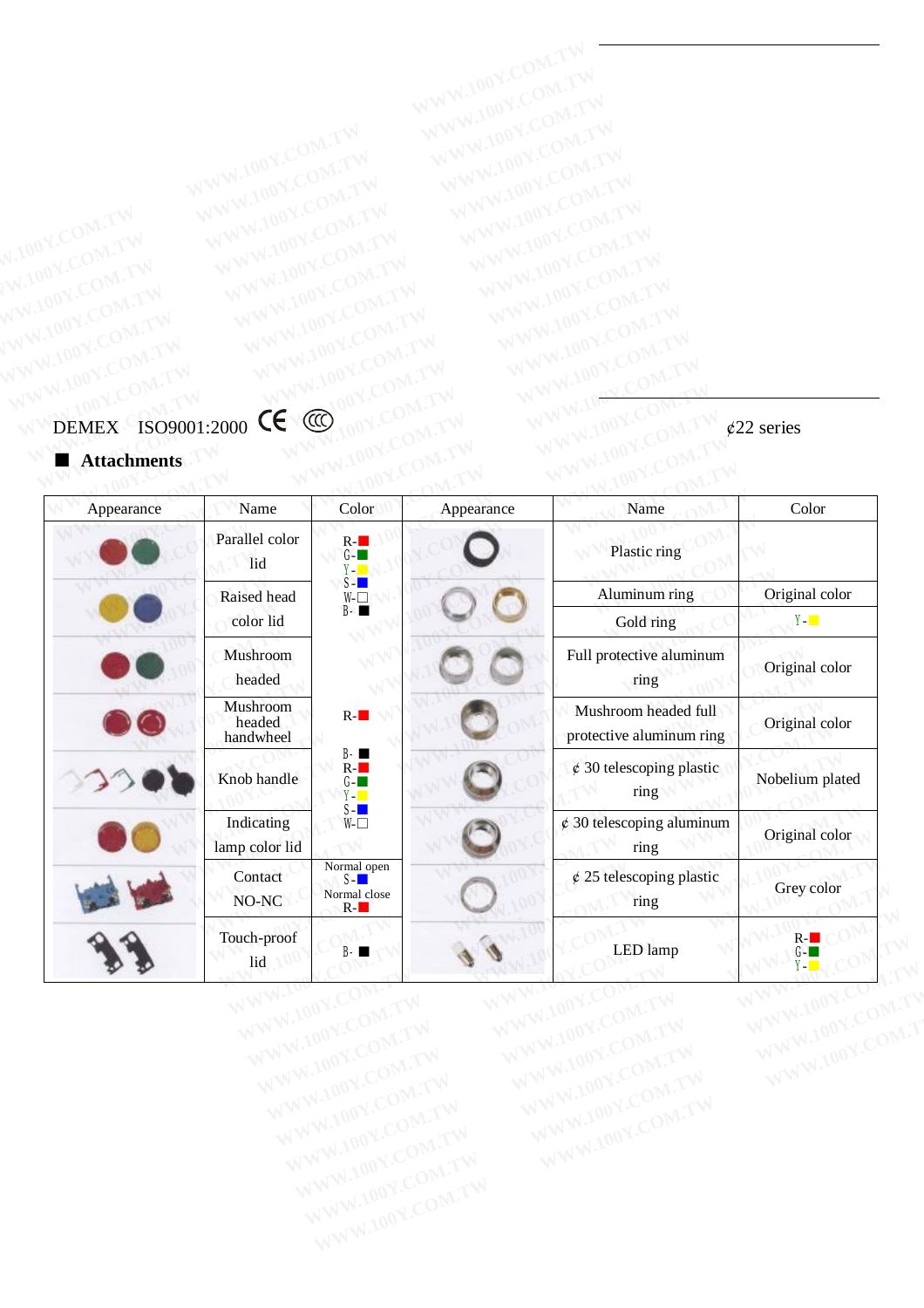DEMEX ISO9001:2000 CE CCC ¢22 series

## ■ Attachments

| Appearance | Name | Color | Appearance | Name | Color |
|---|---|---|---|---|---|
| | Parallel color lid | R-■ G-■ Y-■ S-■ W-□ B-■ | | Plastic ring | |
| | Raised head color lid | | | Aluminum ring | Original color |
| | | | | Gold ring | Y-■ |
| | Mushroom headed | | | Full protective aluminum ring | Original color |
| | Mushroom headed handwheel | R-■ | | Mushroom headed full protective aluminum ring | Original color |
| | Knob handle | B-■ R-■ G-■ Y-■ S-■ W-□ | | ¢ 30 telescoping plastic ring | Nobelium plated |
| | Indicating lamp color lid | | | ¢ 30 telescoping aluminum ring | Original color |
| | Contact NO-NC | Normal open S-■ Normal close R-■ | | ¢ 25 telescoping plastic ring | Grey color |
| | Touch-proof lid | B-■ | | LED lamp | R-■ G-■ Y-■ |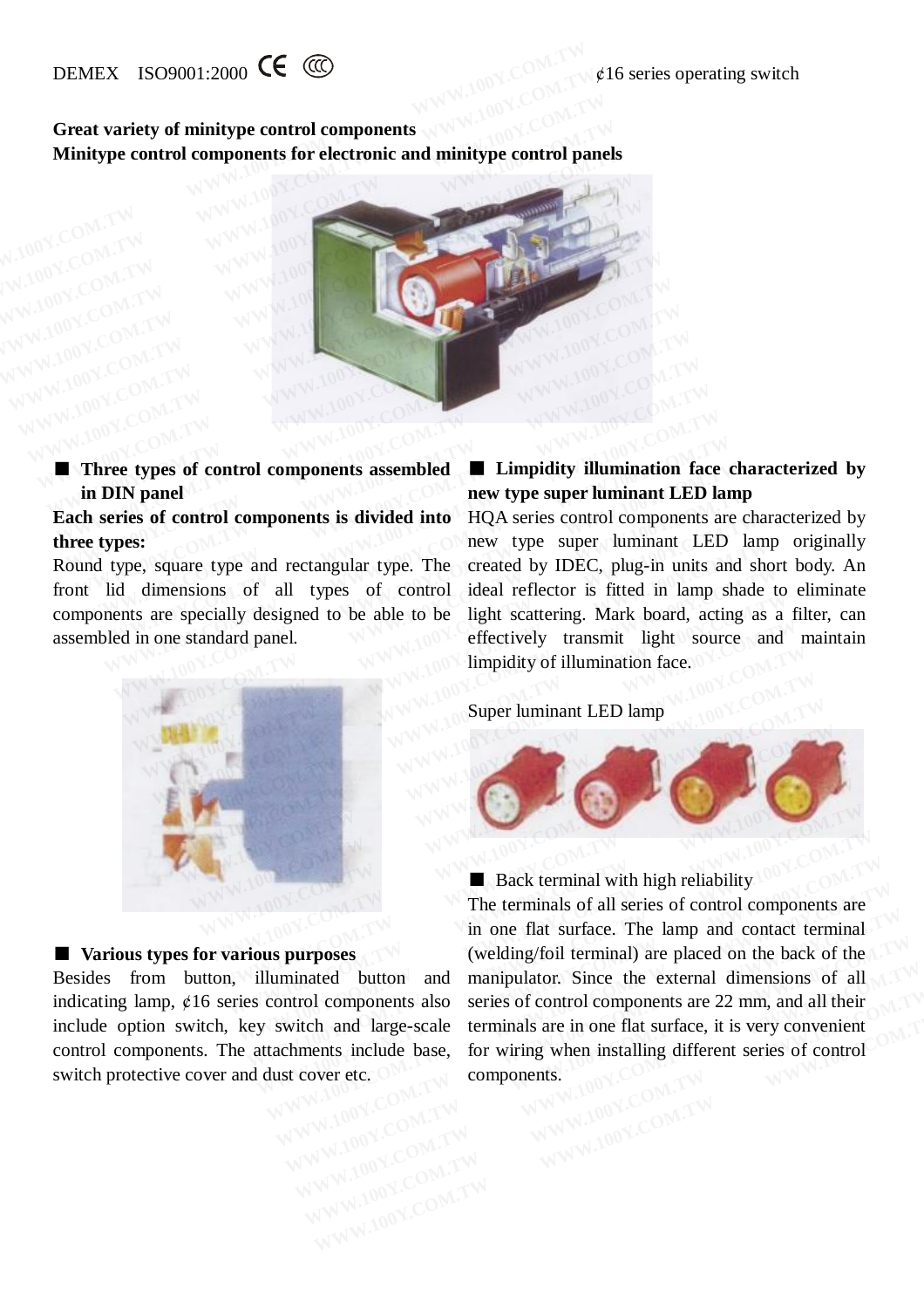**Great variety of minitype control components**
**Minitype control components for electronic and minitype control panels**

■ **Three types of control components assembled in DIN panel**

**Each series of control components is divided into three types:**
Round type, square type and rectangular type. The front lid dimensions of all types of control components are specially designed to be able to be assembled in one standard panel.

■ **Various types for various purposes**

Besides from button, illuminated button and indicating lamp, ¢16 series control components also include option switch, key switch and large-scale control components. The attachments include base, switch protective cover and dust cover etc.

■ **Limpidity illumination face characterized by new type super luminant LED lamp**

HQA series control components are characterized by new type super luminant LED lamp originally created by IDEC, plug-in units and short body. An ideal reflector is fitted in lamp shade to eliminate light scattering. Mark board, acting as a filter, can effectively transmit light source and maintain limpidity of illumination face.

Super luminant LED lamp

■ Back terminal with high reliability

The terminals of all series of control components are in one flat surface. The lamp and contact terminal (welding/foil terminal) are placed on the back of the manipulator. Since the external dimensions of all series of control components are 22 mm, and all their terminals are in one flat surface, it is very convenient for wiring when installing different series of control components.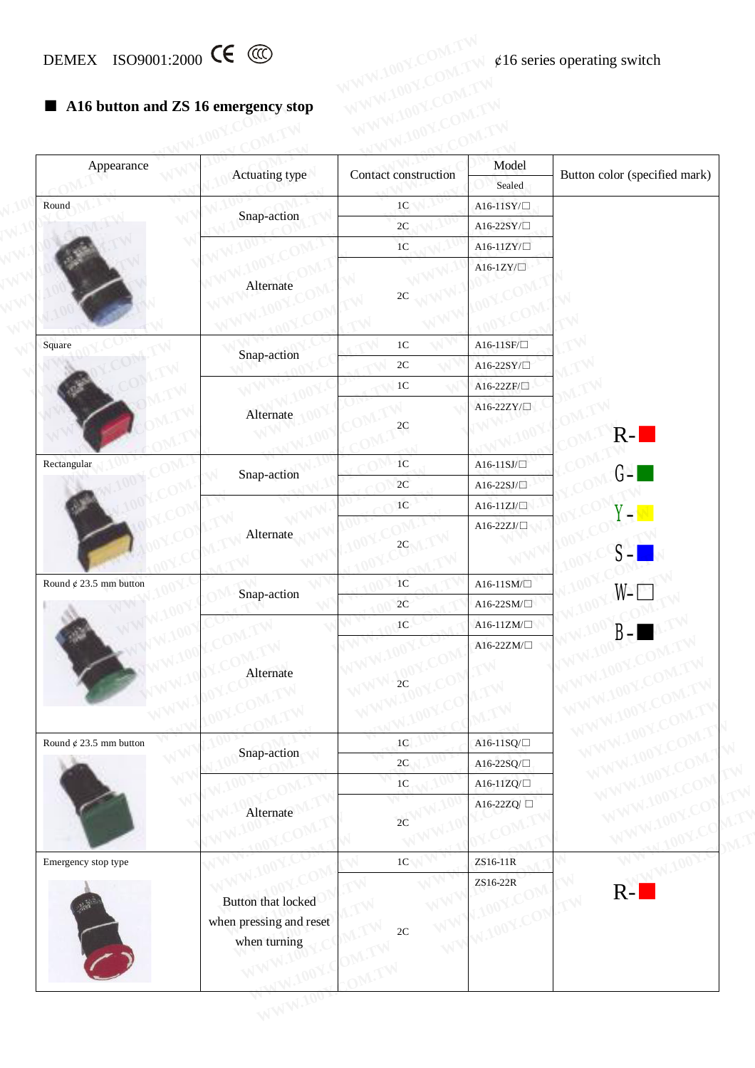DEMEX ISO9001:2000 CE ¢16 series operating switch

## ■ A16 button and ZS 16 emergency stop

| Appearance | Actuating type | Contact construction | Model (Sealed) | Button color (specified mark) |
|---|---|---|---|---|
| Round | Snap-action | 1C | A16-11SY/□ | R-■ G-■ Y-■ S-■ W-□ B-■ |
| | | 2C | A16-22SY/□ | |
| | Alternate | 1C | A16-11ZY/□ | |
| | | 2C | A16-1ZY/□ | |
| Square | Snap-action | 1C | A16-11SF/□ | |
| | | 2C | A16-22SY/□ | |
| | Alternate | 1C | A16-22ZF/□ | |
| | | 2C | A16-22ZY/□ | |
| Rectangular | Snap-action | 1C | A16-11SJ/□ | |
| | | 2C | A16-22SJ/□ | |
| | Alternate | 1C | A16-11ZJ/□ | |
| | | 2C | A16-22ZJ/□ | |
| Round ¢ 23.5 mm button | Snap-action | 1C | A16-11SM/□ | |
| | | 2C | A16-22SM/□ | |
| | Alternate | 1C | A16-11ZM/□ | |
| | | 2C | A16-22ZM/□ | |
| Round ¢ 23.5 mm button | Snap-action | 1C | A16-11SQ/□ | |
| | | 2C | A16-22SQ/□ | |
| | Alternate | 1C | A16-11ZQ/□ | |
| | | 2C | A16-22ZQ/ □ | |
| Emergency stop type | Button that locked when pressing and reset when turning | 1C | ZS16-11R | R-■ |
| | | 2C | ZS16-22R | |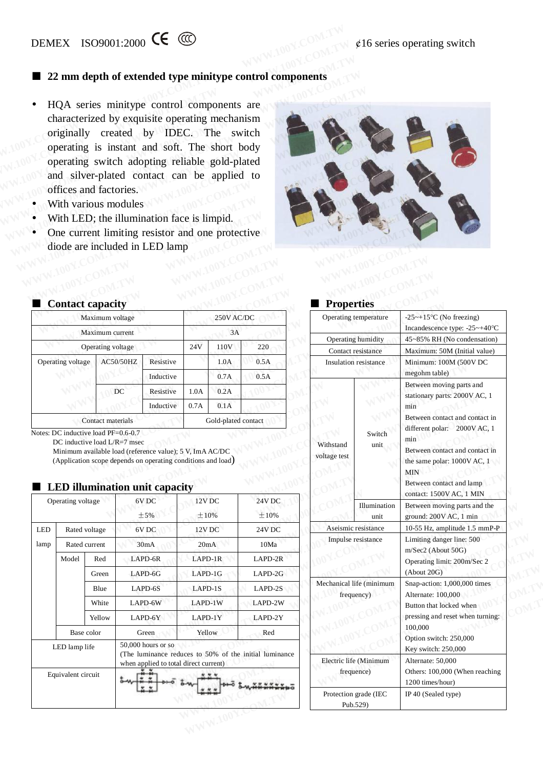DEMEX ISO9001:2000 ¢16 series operating switch

## ■ 22 mm depth of extended type minitype control components

- HQA series minitype control components are characterized by exquisite operating mechanism originally created by IDEC. The switch operating is instant and soft. The short body operating switch adopting reliable gold-plated and silver-plated contact can be applied to offices and factories.
- With various modules
- With LED; the illumination face is limpid.
- One current limiting resistor and one protective diode are included in LED lamp

## ■ Contact capacity

| Maximum voltage | | | 250V AC/DC | | |
|---|---|---|---|---|---|
| Maximum current | | | 3A | | |
| Operating voltage | | | 24V | 110V | 220 |
| Operating voltage | AC50/50HZ | Resistive | | 1.0A | 0.5A |
| | | Inductive | | 0.7A | 0.5A |
| | DC | Resistive | 1.0A | 0.2A | |
| | | Inductive | 0.7A | 0.1A | |
| Contact materials | | | Gold-plated contact | | |

Notes: DC inductive load PF=0.6-0.7
DC inductive load L/R=7 msec
Minimum available load (reference value); 5 V, ImA AC/DC
(Application scope depends on operating conditions and load)

## ■ LED illumination unit capacity

| Operating voltage | | | 6V DC ±5% | 12V DC ±10% | 24V DC ±10% |
|---|---|---|---|---|---|
| LED lamp | Rated voltage | | 6V DC | 12V DC | 24V DC |
| | Rated current | | 30mA | 20mA | 10Ma |
| | Model | Red | LAPD-6R | LAPD-1R | LAPD-2R |
| | | Green | LAPD-6G | LAPD-1G | LAPD-2G |
| | | Blue | LAPD-6S | LAPD-1S | LAPD-2S |
| | | White | LAPD-6W | LAPD-1W | LAPD-2W |
| | | Yellow | LAPD-6Y | LAPD-1Y | LAPD-2Y |
| | Base color | | Green | Yellow | Red |
| LED lamp life | | | 50,000 hours or so (The luminance reduces to 50% of the initial luminance when applied to total direct current) | | |
| Equivalent circuit | | | | | |

## ■ Properties

| Operating temperature | | -25~+15°C (No freezing) Incandescence type: -25~+40°C |
|---|---|---|
| Operating humidity | | 45~85% RH (No condensation) |
| Contact resistance | | Maximum: 50M (Initial value) |
| Insulation resistance | | Minimum: 100M (500V DC megohm table) |
| Withstand voltage test | Switch unit | Between moving parts and stationary parts: 2000V AC, 1 min<br>Between contact and contact in different polar: 2000V AC, 1 min<br>Between contact and contact in the same polar: 1000V AC, 1 MIN<br>Between contact and lamp contact: 1500V AC, 1 MIN |
| | Illumination unit | Between moving parts and the ground: 200V AC, 1 min |
| Aseismic resistance | | 10-55 Hz, amplitude 1.5 mmP-P |
| Impulse resistance | | Limiting danger line: 500 m/Sec2 (About 50G)<br>Operating limit: 200m/Sec 2 (About 20G) |
| Mechanical life (minimum frequency) | | Snap-action: 1,000,000 times<br>Alternate: 100,000<br>Button that locked when pressing and reset when turning: 100,000<br>Option switch: 250,000<br>Key switch: 250,000 |
| Electric life (Minimum frequence) | | Alternate: 50,000<br>Others: 100,000 (When reaching 1200 times/hour) |
| Protection grade (IEC Pub.529) | | IP 40 (Sealed type) |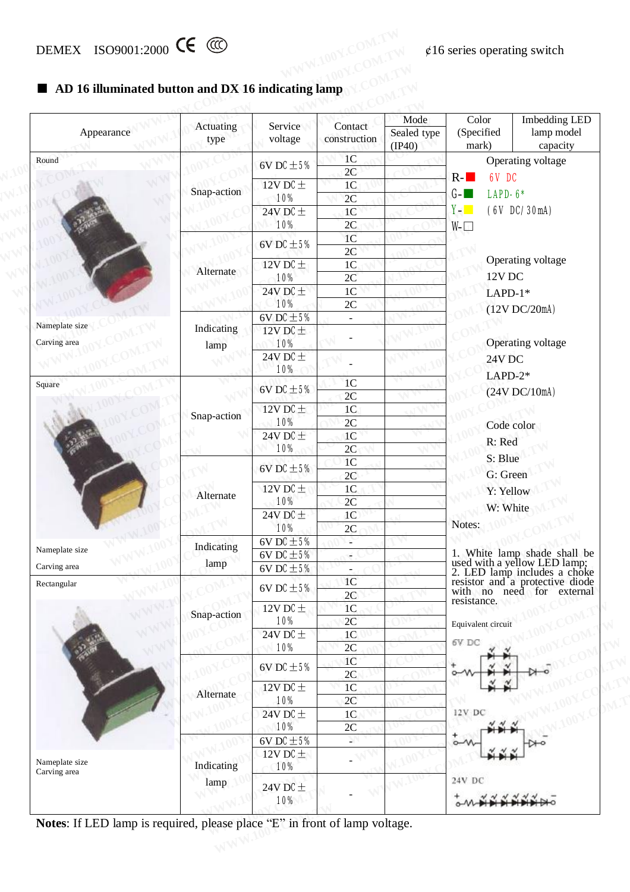DEMEX ISO9001:2000 ¢16 series operating switch

## ■ AD 16 illuminated button and DX 16 indicating lamp

| Appearance | Actuating type | Service voltage | Contact construction | Mode Sealed type (IP40) | Color (Specified mark) | Imbedding LED lamp model capacity |
|---|---|---|---|---|---|---|
| Round | Snap-action | 6V DC±5% | 1C | | R-■ G-■ Y-■ W-□ | Operating voltage 6V DC LAPD-6* (6V DC/30mA) |
| | | | 2C | | | |
| | | 12V DC±10% | 1C | | | |
| | | | 2C | | | |
| | | 24V DC±10% | 1C | | | |
| | | | 2C | | | |
| | Alternate | 6V DC±5% | 1C | | | Operating voltage 12V DC LAPD-1* (12V DC/20mA) |
| | | | 2C | | | |
| | | 12V DC±10% | 1C | | | |
| | | | 2C | | | |
| | | 24V DC±10% | 1C | | | |
| | | | 2C | | | |
| Nameplate size Carving area | Indicating lamp | 6V DC±5% | - | | | Operating voltage 24V DC LAPD-2* (24V DC/10mA) |
| | | 12V DC±10% | - | | | |
| | | 24V DC±10% | - | | | |
| Square | Snap-action | 6V DC±5% | 1C | | | Code color R: Red S: Blue G: Green Y: Yellow W: White |
| | | | 2C | | | |
| | | 12V DC±10% | 1C | | | |
| | | | 2C | | | |
| | | 24V DC±10% | 1C | | | |
| | | | 2C | | | |
| | Alternate | 6V DC±5% | 1C | | | |
| | | | 2C | | | |
| | | 12V DC±10% | 1C | | | |
| | | | 2C | | | |
| | | 24V DC±10% | 1C | | | |
| | | | 2C | | | |
| Nameplate size Carving area | Indicating lamp | 6V DC±5% | - | | | Notes: 1. White lamp shade shall be used with a yellow LED lamp; 2. LED lamp includes a choke resistor and a protective diode with no need for external resistance. |
| | | 6V DC±5% | - | | | |
| | | 6V DC±5% | - | | | |
| Rectangular | Snap-action | 6V DC±5% | 1C | | | Equivalent circuit 6V DC |
| | | | 2C | | | |
| | | 12V DC±10% | 1C | | | |
| | | | 2C | | | |
| | | 24V DC±10% | 1C | | | |
| | | | 2C | | | |
| | Alternate | 6V DC±5% | 1C | | | 12V DC |
| | | | 2C | | | |
| | | 12V DC±10% | 1C | | | |
| | | | 2C | | | |
| | | 24V DC±10% | 1C | | | |
| | | | 2C | | | |
| Nameplate size Carving area | Indicating lamp | 6V DC±5% | - | | | 24V DC |
| | | 12V DC±10% | - | | | |
| | | 24V DC±10% | - | | | |

**Notes**: If LED lamp is required, please place "E" in front of lamp voltage.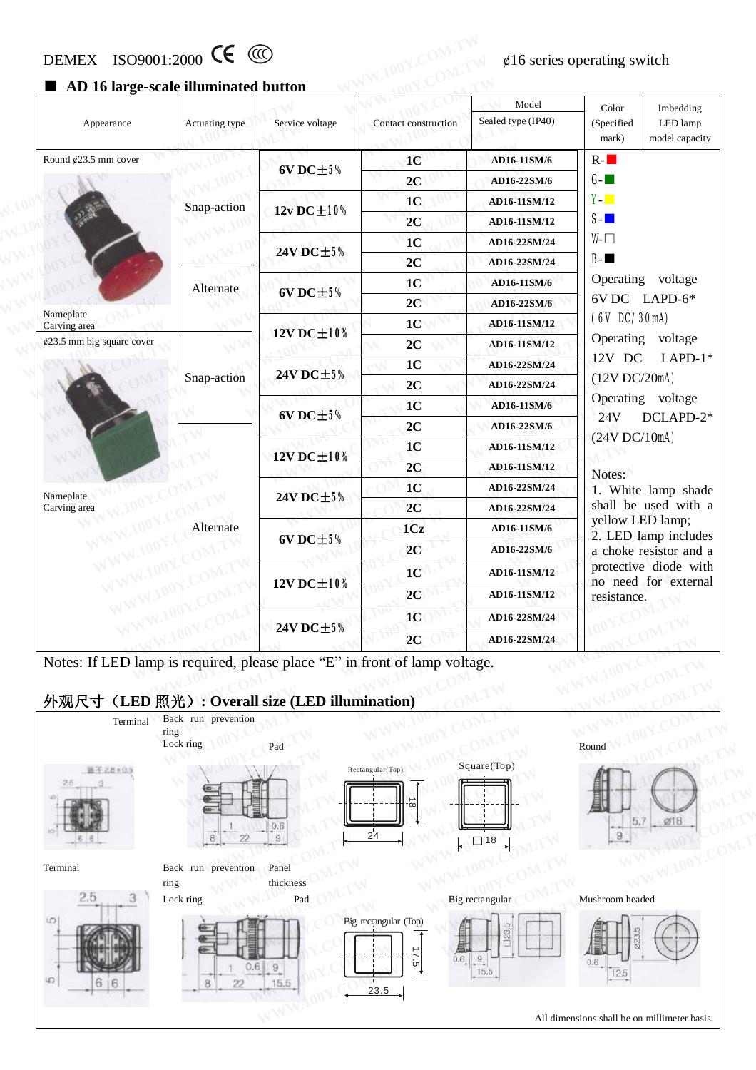DEMEX ISO9001:2000 CE CCC ¢16 series operating switch

## ■ AD 16 large-scale illuminated button

| Appearance | Actuating type | Service voltage | Contact construction | Model Sealed type (IP40) | Color (Specified mark) | Imbedding LED lamp model capacity |
|---|---|---|---|---|---|---|
| Round ¢23.5 mm cover | Snap-action | 6V DC±5% | 1C | AD16-11SM/6 | R-■ | |
| | | | 2C | AD16-22SM/6 | G-■ | |
| | | 12v DC±10% | 1C | AD16-11SM/12 | Y-■ | |
| | | | 2C | AD16-11SM/12 | S-■ | |
| | | 24V DC±5% | 1C | AD16-22SM/24 | W-□ | |
| | | | 2C | AD16-22SM/24 | B-■ | |
| | Alternate | 6V DC±5% | 1C | AD16-11SM/6 | Operating voltage 6V DC LAPD-6* (6V DC/30mA) | |
| | | | 2C | AD16-22SM/6 | | |
| Nameplate Carving area | | 12V DC±10% | 1C | AD16-11SM/12 | Operating voltage 12V DC LAPD-1* (12V DC/20mA) | |
| ¢23.5 mm big square cover | | | 2C | AD16-11SM/12 | | |
| | Snap-action | 24V DC±5% | 1C | AD16-22SM/24 | | |
| | | | 2C | AD16-22SM/24 | Operating voltage 24V DCLAPD-2* (24V DC/10mA) | |
| | | 6V DC±5% | 1C | AD16-11SM/6 | | |
| | | | 2C | AD16-22SM/6 | | |
| | | 12V DC±10% | 1C | AD16-11SM/12 | | |
| | | | 2C | AD16-11SM/12 | Notes: | |
| Nameplate Carving area | | 24V DC±5% | 1C | AD16-22SM/24 | 1. White lamp shade shall be used with a yellow LED lamp; | |
| | Alternate | | 2C | AD16-22SM/24 | | |
| | | 6V DC±5% | 1Cz | AD16-11SM/6 | 2. LED lamp includes a choke resistor and a protective diode with no need for external resistance. | |
| | | | 2C | AD16-22SM/6 | | |
| | | 12V DC±10% | 1C | AD16-11SM/12 | | |
| | | | 2C | AD16-11SM/12 | | |
| | | 24V DC±5% | 1C | AD16-22SM/24 | | |
| | | | 2C | AD16-22SM/24 | | |

Notes: If LED lamp is required, please place "E" in front of lamp voltage.

## 外观尺寸（LED 照光）: Overall size (LED illumination)

Terminal | Back run prevention ring | Lock ring | Pad | Rectangular(Top) | Square(Top) | Round

Terminal | Back run prevention ring | Panel thickness | Lock ring | Pad | Big rectangular (Top) | Big rectangular | Mushroom headed

All dimensions shall be on millimeter basis.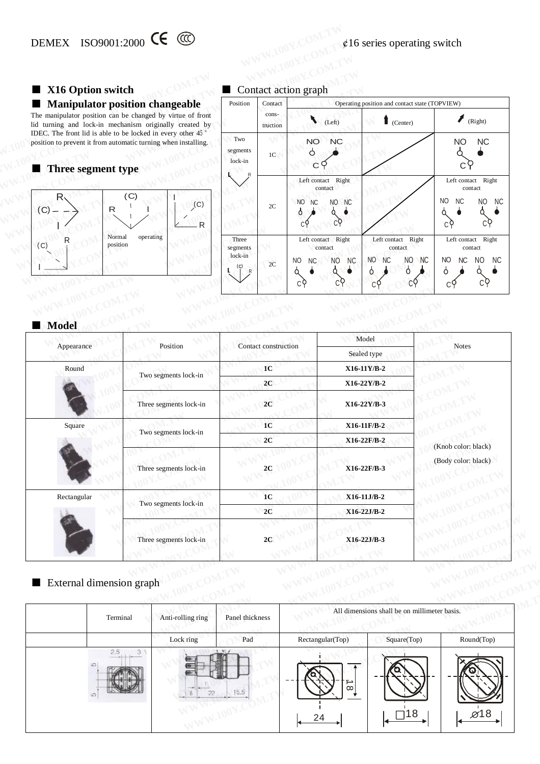DEMEX ISO9001:2000

¢16 series operating switch

## ■ X16 Option switch

## ■ Manipulator position changeable

The manipulator position can be changed by virtue of front lid turning and lock-in mechanism originally created by IDEC. The front lid is able to be locked in every other 45° position to prevent it from automatic turning when installing.

## ■ Three segment type

Normal operating position

## ■ Contact action graph

| Position | Contact construction | Operating position and contact state (TOPVIEW) (Left) | (Center) | (Right) |
|---|---|---|---|---|
| Two segments lock-in | 1C | NO NC C | | NO NC C |
| | 2C | Left contact Right contact NO NC NO NC C C | | Left contact Right contact NO NC NO NC C C |
| Three segments lock-in | 2C | Left contact Right contact NO NC NO NC C C | Left contact Right contact NO NC NO NC C C | Left contact Right contact NO NC NO NC C C |

## ■ Model

| Appearance | Position | Contact construction | Model Sealed type | Notes |
|---|---|---|---|---|
| Round | Two segments lock-in | 1C | X16-11Y/B-2 | (Knob color: black) (Body color: black) |
| | | 2C | X16-22Y/B-2 | |
| | Three segments lock-in | 2C | X16-22Y/B-3 | |
| Square | Two segments lock-in | 1C | X16-11F/B-2 | |
| | | 2C | X16-22F/B-2 | |
| | Three segments lock-in | 2C | X16-22F/B-3 | |
| Rectangular | Two segments lock-in | 1C | X16-11J/B-2 | |
| | | 2C | X16-22J/B-2 | |
| | Three segments lock-in | 2C | X16-22J/B-3 | |

## ■ External dimension graph

| | Terminal | Anti-rolling ring | Panel thickness | All dimensions shall be on millimeter basis. | | |
|---|---|---|---|---|---|---|
| | | Lock ring | Pad | Rectangular(Top) | Square(Top) | Round(Top) |
| | 2.5 3 5 5 | 8 1 22 15.5 | | 24 18 | □18 | ⌀18 |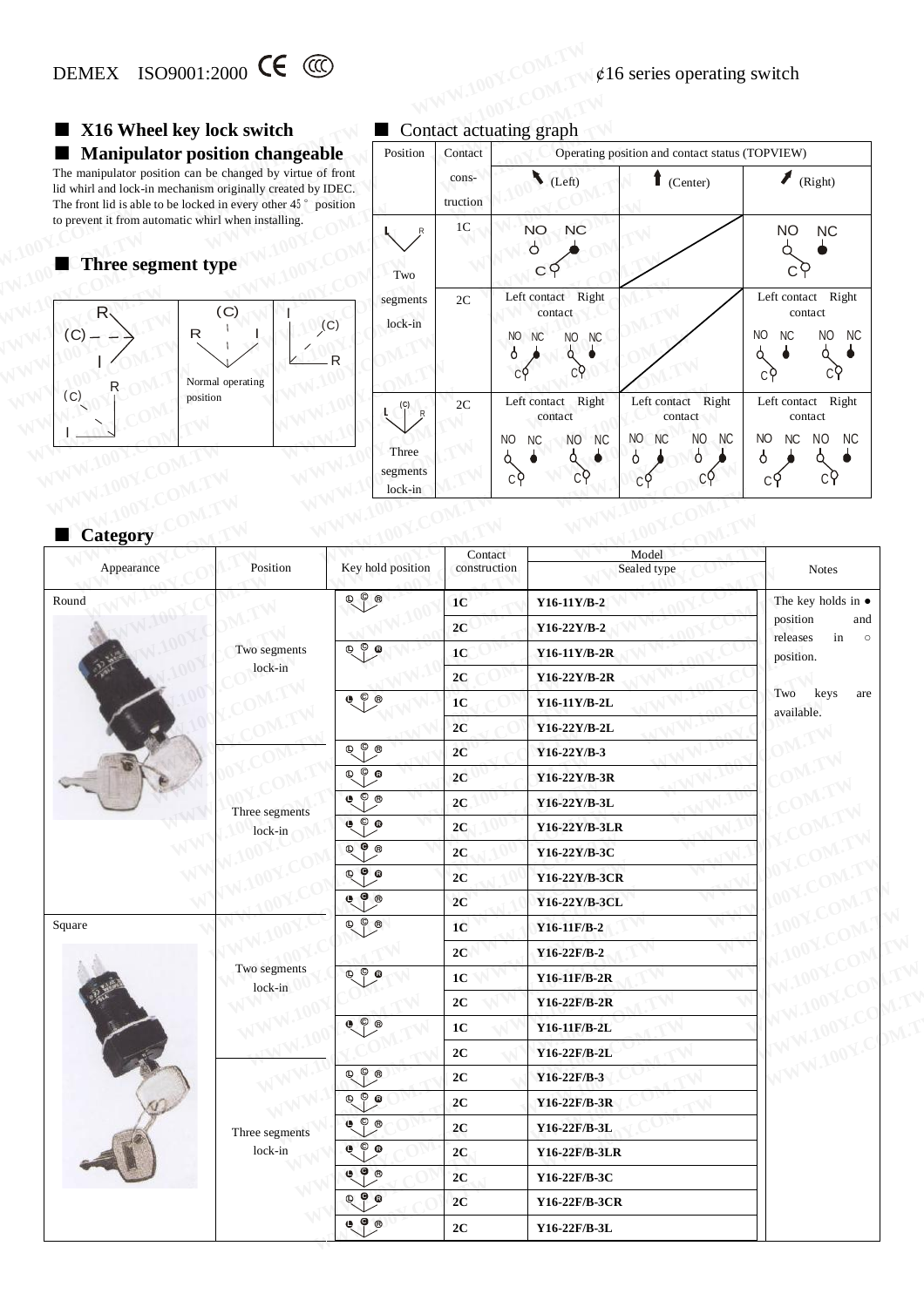DEMEX ISO9001:2000 ¢16 series operating switch

## ■ X16 Wheel key lock switch

## ■ Manipulator position changeable

The manipulator position can be changed by virtue of front lid whirl and lock-in mechanism originally created by IDEC. The front lid is able to be locked in every other 45° position to prevent it from automatic whirl when installing.

## ■ Three segment type

Normal operating position

## ■ Contact actuating graph

| Position | Contact construction | Operating position and contact status (TOPVIEW) (Left) | (Center) | (Right) |
|---|---|---|---|---|
| Two segments lock-in | 1C | NO NC C | | NO NC C |
| | 2C | Left contact Right contact | | Left contact Right contact |
| Three segments lock-in | 2C | Left contact Right contact | Left contact Right contact | Left contact Right contact |

## ■ Category

| Appearance | Position | Key hold position | Contact construction | Model Sealed type | Notes |
|---|---|---|---|---|---|
| Round | Two segments lock-in | | 1C | Y16-11Y/B-2 | The key holds in ● position and releases in ○ position. Two keys are available. |
| | | | 2C | Y16-22Y/B-2 | |
| | | | 1C | Y16-11Y/B-2R | |
| | | | 2C | Y16-22Y/B-2R | |
| | | | 1C | Y16-11Y/B-2L | |
| | | | 2C | Y16-22Y/B-2L | |
| | Three segments lock-in | | 2C | Y16-22Y/B-3 | |
| | | | 2C | Y16-22Y/B-3R | |
| | | | 2C | Y16-22Y/B-3L | |
| | | | 2C | Y16-22Y/B-3LR | |
| | | | 2C | Y16-22Y/B-3C | |
| | | | 2C | Y16-22Y/B-3CR | |
| | | | 2C | Y16-22Y/B-3CL | |
| Square | Two segments lock-in | | 1C | Y16-11F/B-2 | |
| | | | 2C | Y16-22F/B-2 | |
| | | | 1C | Y16-11F/B-2R | |
| | | | 2C | Y16-22F/B-2R | |
| | | | 1C | Y16-11F/B-2L | |
| | | | 2C | Y16-22F/B-2L | |
| | Three segments lock-in | | 2C | Y16-22F/B-3 | |
| | | | 2C | Y16-22F/B-3R | |
| | | | 2C | Y16-22F/B-3L | |
| | | | 2C | Y16-22F/B-3LR | |
| | | | 2C | Y16-22F/B-3C | |
| | | | 2C | Y16-22F/B-3CR | |
| | | | 2C | Y16-22F/B-3L | |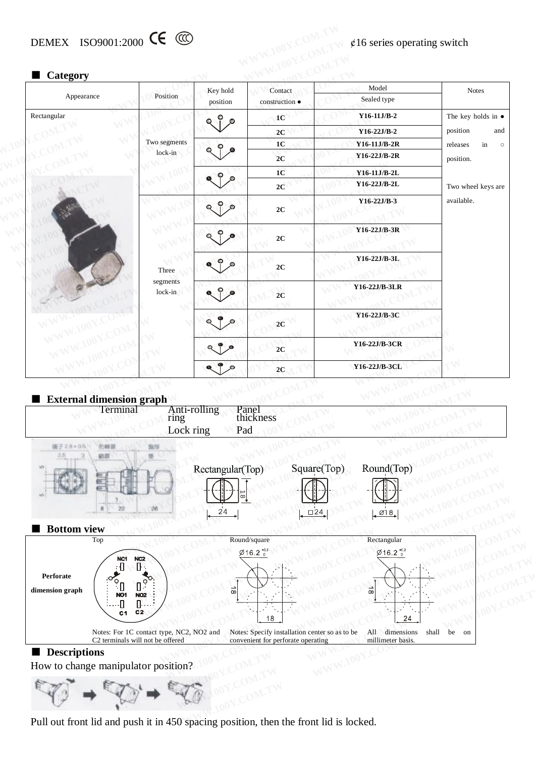DEMEX ISO9001:2000 ¢16 series operating switch

## ■ Category

| Appearance | Position | Key hold position | Contact construction ● | Model Sealed type | Notes |
|---|---|---|---|---|---|
| Rectangular | Two segments lock-in | | 1C | Y16-11J/B-2 | The key holds in ● position and releases in ○ position. Two wheel keys are available. |
| | | | 2C | Y16-22J/B-2 | |
| | | | 1C | Y16-11J/B-2R | |
| | | | 2C | Y16-22J/B-2R | |
| | | | 1C | Y16-11J/B-2L | |
| | | | 2C | Y16-22J/B-2L | |
| | Three segments lock-in | | 2C | Y16-22J/B-3 | |
| | | | 2C | Y16-22J/B-3R | |
| | | | 2C | Y16-22J/B-3L | |
| | | | 2C | Y16-22J/B-3LR | |
| | | | 2C | Y16-22J/B-3C | |
| | | | 2C | Y16-22J/B-3CR | |
| | | | 2C | Y16-22J/B-3CL | |

## ■ External dimension graph

| Terminal | Anti-rolling ring | Panel thickness |
|---|---|---|
| | Lock ring | Pad |

Rectangular(Top) 24 18 Square(Top) □24 Round(Top) Ø18

## ■ Bottom view

| | Top | Round/square | Rectangular |
|---|---|---|---|
| Perforate dimension graph | NC1 NC2 NO1 NO2 C1 C2 | Ø16.2 $^{+0.2}_{0}$ 18 18 | Ø16.2 $^{+0.2}_{0}$ 18 24 |
| | Notes: For 1C contact type, NC2, NO2 and C2 terminals will not be offered | Notes: Specify installation center so as to be convenient for perforate operating | All dimensions shall be on millimeter basis. |

## ■ Descriptions

How to change manipulator position?

Pull out front lid and push it in 450 spacing position, then the front lid is locked.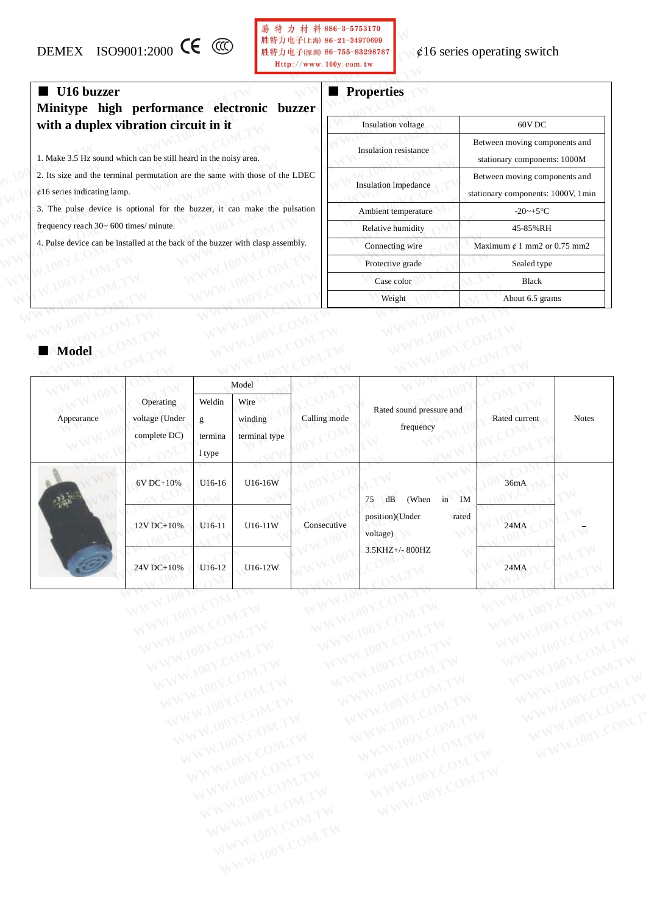DEMEX ISO9001:2000

¢16 series operating switch

## ■ U16 buzzer

**Minitype high performance electronic buzzer with a duplex vibration circuit in it**

1. Make 3.5 Hz sound which can be still heard in the noisy area.
2. Its size and the terminal permutation are the same with those of the LDEC ¢16 series indicating lamp.
3. The pulse device is optional for the buzzer, it can make the pulsation frequency reach 30~ 600 times/ minute.
4. Pulse device can be installed at the back of the buzzer with clasp assembly.

## ■ Properties

| | |
|---|---|
| Insulation voltage | 60V DC |
| Insulation resistance | Between moving components and stationary components: 1000M |
| Insulation impedance | Between moving components and stationary components: 1000V, 1min |
| Ambient temperature | -20~+5°C |
| Relative humidity | 45-85%RH |
| Connecting wire | Maximum ¢ 1 mm2 or 0.75 mm2 |
| Protective grade | Sealed type |
| Case color | Black |
| Weight | About 6.5 grams |

## ■ Model

| Appearance | Operating voltage (Under complete DC) | Model | | Calling mode | Rated sound pressure and frequency | Rated current | Notes |
|---|---|---|---|---|---|---|---|
| | | Welding terminal type | Wire winding terminal type | | | | |
| | 6V DC+10% | U16-16 | U16-16W | Consecutive | 75 dB (When in IM position)(Under rated voltage) 3.5KHZ+/- 800HZ | 36mA | - |
| | 12V DC+10% | U16-11 | U16-11W | | | 24MA | |
| | 24V DC+10% | U16-12 | U16-12W | | | 24MA | |